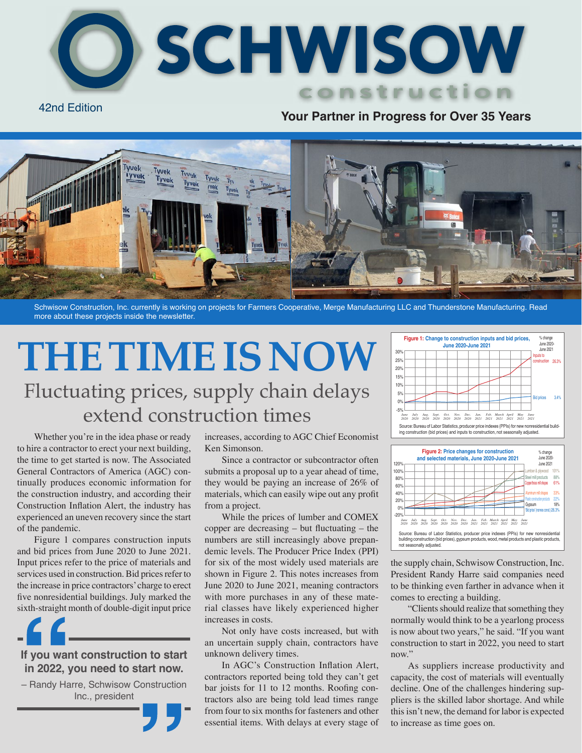# SCHWISOW construction

42nd Edition

**Your Partner in Progress for Over 35 Years**

Schwisow Construction, Inc. currently is working on projects for Farmers Cooperative, Merge Manufacturing LLC and Thunderstone Manufacturing. Read more about these projects inside the newsletter.

# THE TIME IS NOW

## Fluctuating prices, supply chain delays extend construction times

Whether you're in the idea phase or ready to hire a contractor to erect your next building, the time to get started is now. The Associated General Contractors of America (AGC) continually produces economic information for the construction industry, and according their Construction Inflation Alert, the industry has experienced an uneven recovery since the start of the pandemic.

Figure 1 compares construction inputs and bid prices from June 2020 to June 2021. Input prices refer to the price of materials and services used in construction. Bid prices refer to the increase in price contractors' charge to erect five nonresidential buildings. July marked the sixth-straight month of double-digit input price increases, according to AGC Chief Economist Ken Simonson.

Since a contractor or subcontractor often submits a proposal up to a year ahead of time, they would be paying an increase of 26% of materials, which can easily wipe out any profit from a project.

While the prices of lumber and COMEX copper are decreasing – but fluctuating – the numbers are still increasingly above prepandemic levels. The Producer Price Index (PPI) for six of the most widely used materials are shown in Figure 2. This notes increases from June 2020 to June 2021, meaning contractors with more purchases in any of these material classes have likely experienced higher increases in costs.

Not only have costs increased, but with an uncertain supply chain, contractors have unknown delivery times.

In AGC's Construction Inflation Alert, contractors reported being told they can't get bar joists for 11 to 12 months. Roofing contractors also are being told lead times range from four to six months for fasteners and other essential items. With delays at every stage of the supply chain, Schwisow Construction, Inc. President Randy Harre said companies need to be thinking even farther in advance when it comes to erecting a building.

"Clients should realize that something they normally would think to be a yearlong process is now about two years," he said. "If you want construction to start in 2022, you need to start now."

As suppliers increase productivity and capacity, the cost of materials will eventually decline. One of the challenges hindering suppliers is the skilled labor shortage. And while this isn't new, the demand for labor is expected to increase as time goes on.

> **If you want construction to start in 2022, you need to start now.**
>
> – Randy Harre, Schwisow Construction Inc., president

**Figure 1: Change to construction inputs and bid prices, June 2020-June 2021**

| Series | % change June 2020-June 2021 |
|---|---|
| Inputs to construction | 26.3% |
| Bid prices | 3.4% |

Source: Bureau of Labor Statistics, producer price indexes (PPIs) for new nonresidential building construction (bid prices) and inputs to construction, not seasonally adjusted.

**Figure 2: Price changes for construction and selected materials, June 2020-June 2021**

| Series | % change June 2020-June 2021 |
|---|---|
| Lumber & plywood | 101% |
| Steel mill products | 88% |
| Copper/brass mill shapes | 61% |
| Aluminum mill shapes | 33% |
| Plastic construction products | 22% |
| Gypsum | 18% |
| Bid prices (nonres const.) | 26.3% |

Source: Bureau of Labor Statistics, producer price indexes (PPIs) for new nonresidential building construction (bid prices), gypsum products, wood, metal products and plastic products, not seasonally adjusted.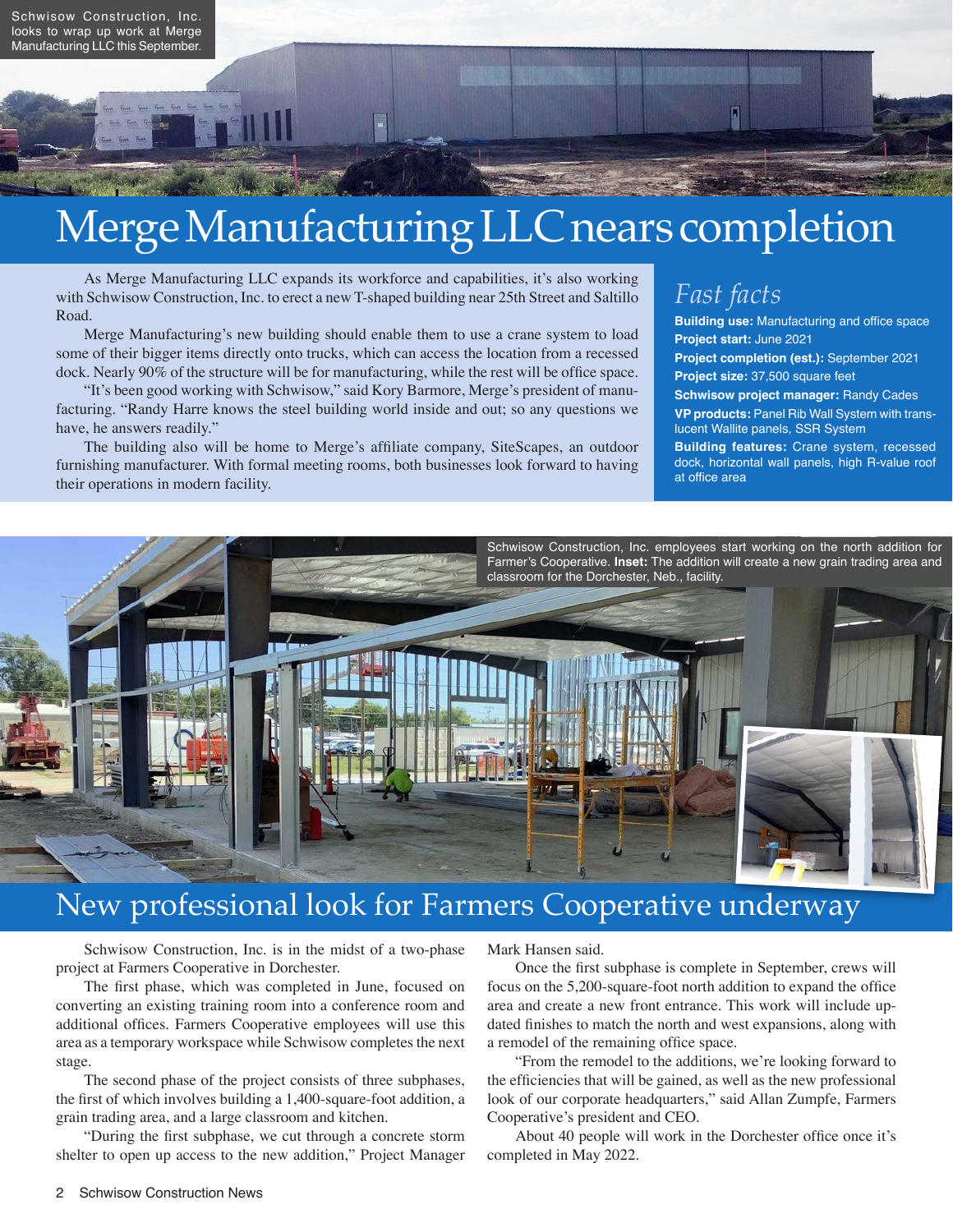Schwisow Construction, Inc. looks to wrap up work at Merge Manufacturing LLC this September.

# Merge Manufacturing LLC nears completion

As Merge Manufacturing LLC expands its workforce and capabilities, it's also working with Schwisow Construction, Inc. to erect a new T-shaped building near 25th Street and Saltillo Road.

Merge Manufacturing's new building should enable them to use a crane system to load some of their bigger items directly onto trucks, which can access the location from a recessed dock. Nearly 90% of the structure will be for manufacturing, while the rest will be office space.

"It's been good working with Schwisow," said Kory Barmore, Merge's president of manufacturing. "Randy Harre knows the steel building world inside and out; so any questions we have, he answers readily."

The building also will be home to Merge's affiliate company, SiteScapes, an outdoor furnishing manufacturer. With formal meeting rooms, both businesses look forward to having their operations in modern facility.

## *Fast facts*

**Building use:** Manufacturing and office space
**Project start:** June 2021
**Project completion (est.):** September 2021
**Project size:** 37,500 square feet
**Schwisow project manager:** Randy Cades
**VP products:** Panel Rib Wall System with translucent Wallite panels, SSR System
**Building features:** Crane system, recessed dock, horizontal wall panels, high R-value roof at office area

Schwisow Construction, Inc. employees start working on the north addition for Farmer's Cooperative. **Inset:** The addition will create a new grain trading area and classroom for the Dorchester, Neb., facility.

# New professional look for Farmers Cooperative underway

Schwisow Construction, Inc. is in the midst of a two-phase project at Farmers Cooperative in Dorchester.

The first phase, which was completed in June, focused on converting an existing training room into a conference room and additional offices. Farmers Cooperative employees will use this area as a temporary workspace while Schwisow completes the next stage.

The second phase of the project consists of three subphases, the first of which involves building a 1,400-square-foot addition, a grain trading area, and a large classroom and kitchen.

"During the first subphase, we cut through a concrete storm shelter to open up access to the new addition," Project Manager Mark Hansen said.

Once the first subphase is complete in September, crews will focus on the 5,200-square-foot north addition to expand the office area and create a new front entrance. This work will include updated finishes to match the north and west expansions, along with a remodel of the remaining office space.

"From the remodel to the additions, we're looking forward to the efficiencies that will be gained, as well as the new professional look of our corporate headquarters," said Allan Zumpfe, Farmers Cooperative's president and CEO.

About 40 people will work in the Dorchester office once it's completed in May 2022.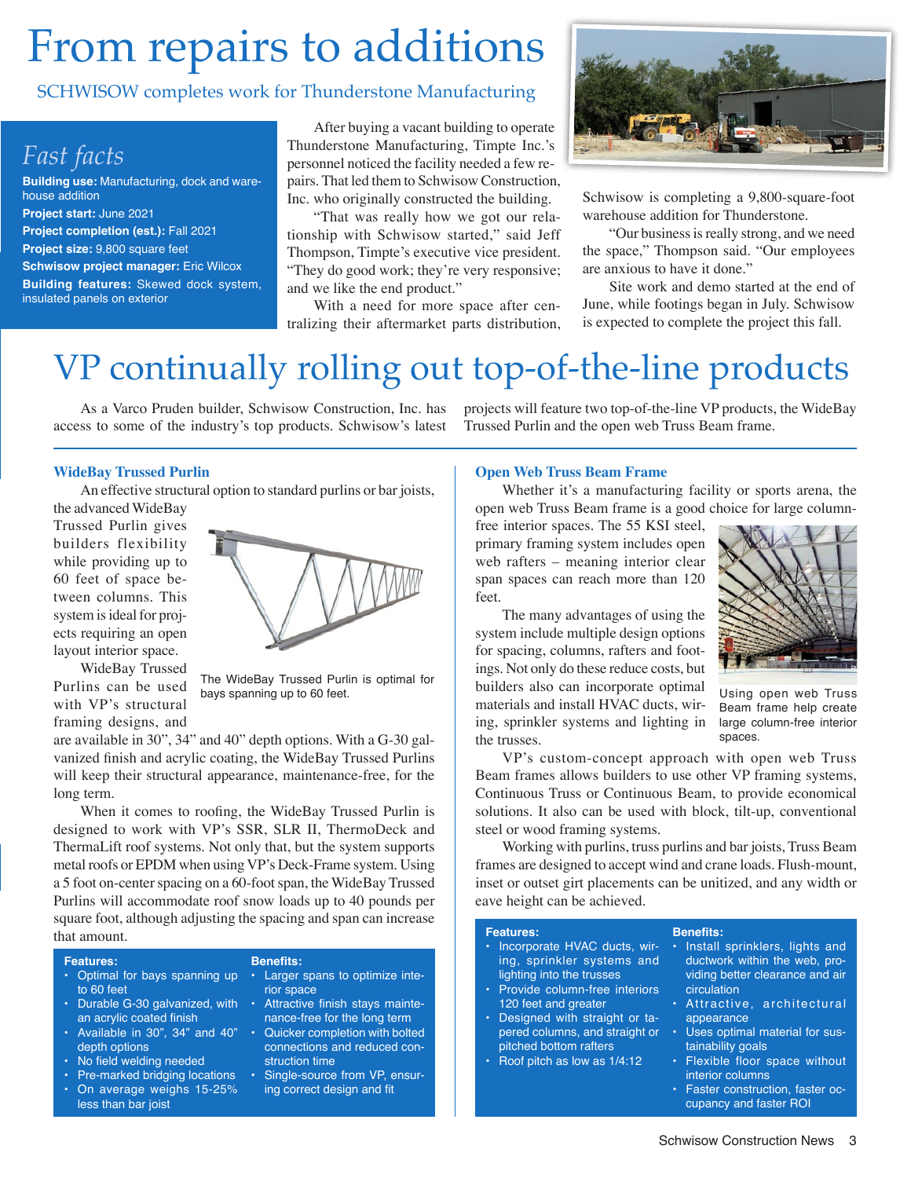# From repairs to additions

SCHWISOW completes work for Thunderstone Manufacturing

## *Fast facts*

**Building use:** Manufacturing, dock and warehouse addition

**Project start:** June 2021

**Project completion (est.):** Fall 2021

**Project size:** 9,800 square feet

**Schwisow project manager:** Eric Wilcox

**Building features:** Skewed dock system, insulated panels on exterior

After buying a vacant building to operate Thunderstone Manufacturing, Timpte Inc.'s personnel noticed the facility needed a few repairs. That led them to Schwisow Construction, Inc. who originally constructed the building.

"That was really how we got our relationship with Schwisow started," said Jeff Thompson, Timpte's executive vice president. "They do good work; they're very responsive; and we like the end product."

With a need for more space after centralizing their aftermarket parts distribution, Schwisow is completing a 9,800-square-foot warehouse addition for Thunderstone.

"Our business is really strong, and we need the space," Thompson said. "Our employees are anxious to have it done."

Site work and demo started at the end of June, while footings began in July. Schwisow is expected to complete the project this fall.

# VP continually rolling out top-of-the-line products

As a Varco Pruden builder, Schwisow Construction, Inc. has access to some of the industry's top products. Schwisow's latest projects will feature two top-of-the-line VP products, the WideBay Trussed Purlin and the open web Truss Beam frame.

## WideBay Trussed Purlin

An effective structural option to standard purlins or bar joists, the advanced WideBay Trussed Purlin gives builders flexibility while providing up to 60 feet of space between columns. This system is ideal for projects requiring an open layout interior space.

WideBay Trussed Purlins can be used with VP's structural framing designs, and are available in 30", 34" and 40" depth options. With a G-30 galvanized finish and acrylic coating, the WideBay Trussed Purlins will keep their structural appearance, maintenance-free, for the long term.

The WideBay Trussed Purlin is optimal for bays spanning up to 60 feet.

When it comes to roofing, the WideBay Trussed Purlin is designed to work with VP's SSR, SLR II, ThermoDeck and ThermaLift roof systems. Not only that, but the system supports metal roofs or EPDM when using VP's Deck-Frame system. Using a 5 foot on-center spacing on a 60-foot span, the WideBay Trussed Purlins will accommodate roof snow loads up to 40 pounds per square foot, although adjusting the spacing and span can increase that amount.

**Features:**
- Optimal for bays spanning up to 60 feet
- Durable G-30 galvanized, with an acrylic coated finish
- Available in 30", 34" and 40" depth options
- No field welding needed
- Pre-marked bridging locations
- On average weighs 15-25% less than bar joist

**Benefits:**
- Larger spans to optimize interior space
- Attractive finish stays maintenance-free for the long term
- Quicker completion with bolted connections and reduced construction time
- Single-source from VP, ensuring correct design and fit

## Open Web Truss Beam Frame

Whether it's a manufacturing facility or sports arena, the open web Truss Beam frame is a good choice for large column-free interior spaces. The 55 KSI steel, primary framing system includes open web rafters – meaning interior clear span spaces can reach more than 120 feet.

The many advantages of using the system include multiple design options for spacing, columns, rafters and footings. Not only do these reduce costs, but builders also can incorporate optimal materials and install HVAC ducts, wiring, sprinkler systems and lighting in the trusses.

Using open web Truss Beam frame help create large column-free interior spaces.

VP's custom-concept approach with open web Truss Beam frames allows builders to use other VP framing systems, Continuous Truss or Continuous Beam, to provide economical solutions. It also can be used with block, tilt-up, conventional steel or wood framing systems.

Working with purlins, truss purlins and bar joists, Truss Beam frames are designed to accept wind and crane loads. Flush-mount, inset or outset girt placements can be unitized, and any width or eave height can be achieved.

**Features:**
- Incorporate HVAC ducts, wiring, sprinkler systems and lighting into the trusses
- Provide column-free interiors 120 feet and greater
- Designed with straight or tapered columns, and straight or pitched bottom rafters
- Roof pitch as low as 1/4:12

**Benefits:**
- Install sprinklers, lights and ductwork within the web, providing better clearance and air circulation
- Attractive, architectural appearance
- Uses optimal material for sustainability goals
- Flexible floor space without interior columns
- Faster construction, faster occupancy and faster ROI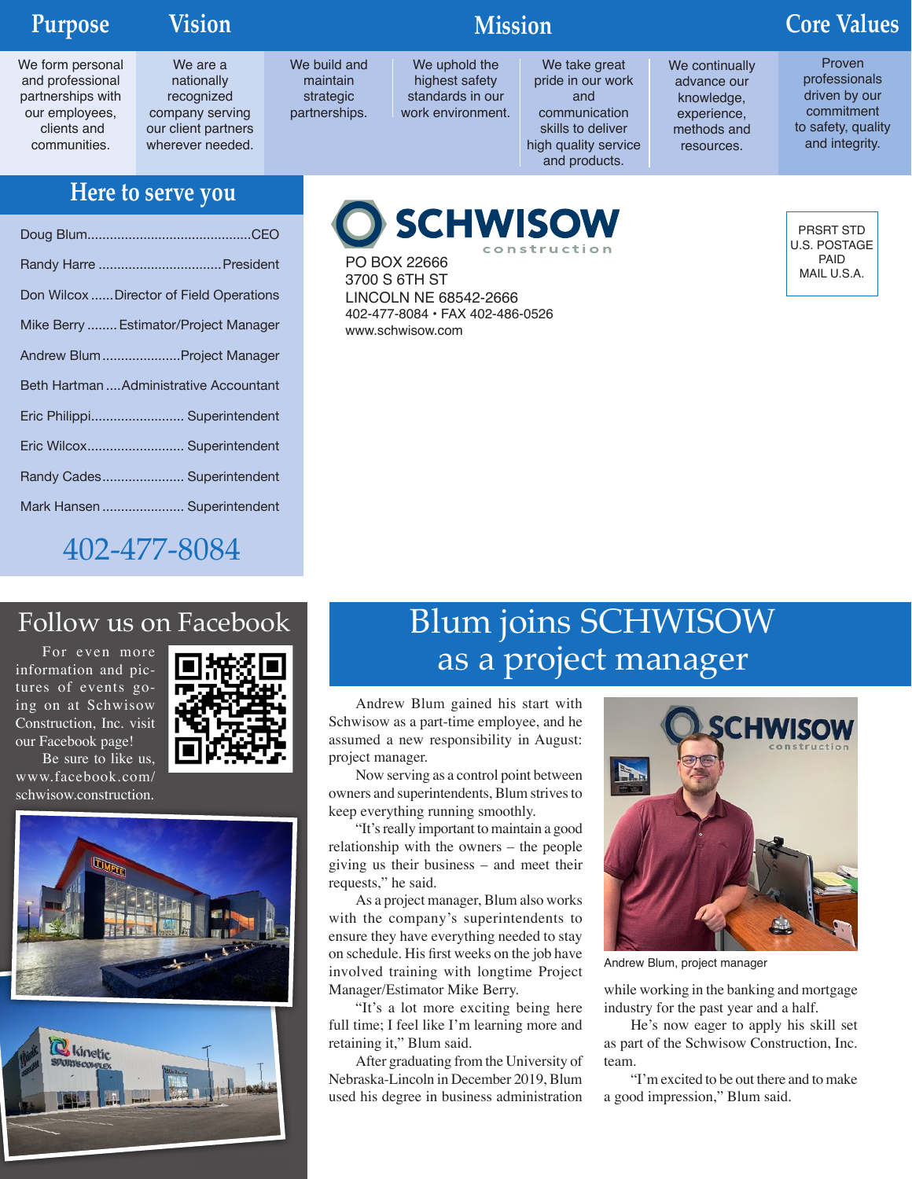## Purpose

We form personal and professional partnerships with our employees, clients and communities.

## Vision

We are a nationally recognized company serving our client partners wherever needed.

## Mission

We build and maintain strategic partnerships.

We uphold the highest safety standards in our work environment.

We take great pride in our work and communication skills to deliver high quality service and products.

We continually advance our knowledge, experience, methods and resources.

## Core Values

Proven professionals driven by our commitment to safety, quality and integrity.

## Here to serve you

Doug Blum............................................CEO

Randy Harre .................................President

Don Wilcox ......Director of Field Operations

Mike Berry ........Estimator/Project Manager

Andrew Blum.....................Project Manager

Beth Hartman ....Administrative Accountant

Eric Philippi......................... Superintendent

Eric Wilcox.......................... Superintendent

Randy Cades...................... Superintendent

Mark Hansen ...................... Superintendent

402-477-8084

SCHWISOW construction

PO BOX 22666
3700 S 6TH ST
LINCOLN NE 68542-2666
402-477-8084 • FAX 402-486-0526
www.schwisow.com

PRSRT STD
U.S. POSTAGE
PAID
MAIL U.S.A.

## Follow us on Facebook

For even more information and pictures of events going on at Schwisow Construction, Inc. visit our Facebook page!

Be sure to like us, www.facebook.com/schwisow.construction.

# Blum joins SCHWISOW as a project manager

Andrew Blum gained his start with Schwisow as a part-time employee, and he assumed a new responsibility in August: project manager.

Now serving as a control point between owners and superintendents, Blum strives to keep everything running smoothly.

"It's really important to maintain a good relationship with the owners – the people giving us their business – and meet their requests," he said.

As a project manager, Blum also works with the company's superintendents to ensure they have everything needed to stay on schedule. His first weeks on the job have involved training with longtime Project Manager/Estimator Mike Berry.

"It's a lot more exciting being here full time; I feel like I'm learning more and retaining it," Blum said.

After graduating from the University of Nebraska-Lincoln in December 2019, Blum used his degree in business administration while working in the banking and mortgage industry for the past year and a half.

Andrew Blum, project manager

He's now eager to apply his skill set as part of the Schwisow Construction, Inc. team.

"I'm excited to be out there and to make a good impression," Blum said.